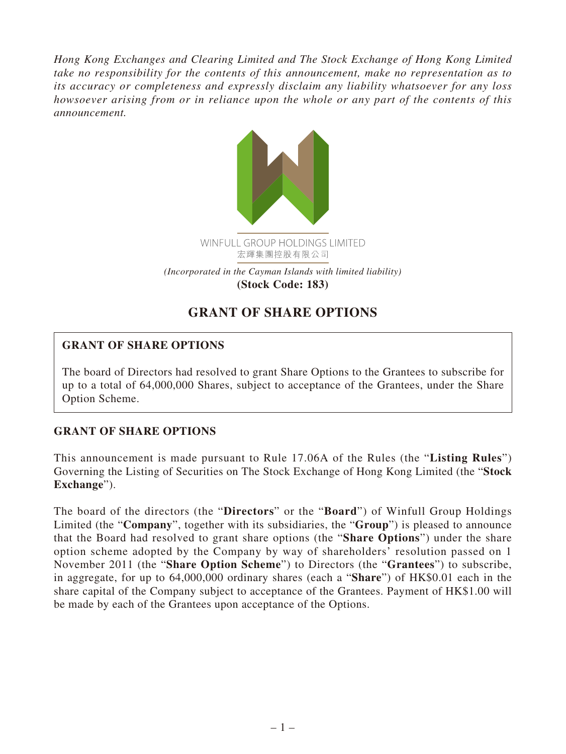*Hong Kong Exchanges and Clearing Limited and The Stock Exchange of Hong Kong Limited take no responsibility for the contents of this announcement, make no representation as to its accuracy or completeness and expressly disclaim any liability whatsoever for any loss howsoever arising from or in reliance upon the whole or any part of the contents of this announcement.*

WINFULL GROUP HOLDINGS LIMITED
宏輝集團控股有限公司

*(Incorporated in the Cayman Islands with limited liability)*

**(Stock Code: 183)**

# GRANT OF SHARE OPTIONS

**GRANT OF SHARE OPTIONS**

The board of Directors had resolved to grant Share Options to the Grantees to subscribe for up to a total of 64,000,000 Shares, subject to acceptance of the Grantees, under the Share Option Scheme.

## GRANT OF SHARE OPTIONS

This announcement is made pursuant to Rule 17.06A of the Rules (the "**Listing Rules**") Governing the Listing of Securities on The Stock Exchange of Hong Kong Limited (the "**Stock Exchange**").

The board of the directors (the "**Directors**" or the "**Board**") of Winfull Group Holdings Limited (the "**Company**", together with its subsidiaries, the "**Group**") is pleased to announce that the Board had resolved to grant share options (the "**Share Options**") under the share option scheme adopted by the Company by way of shareholders' resolution passed on 1 November 2011 (the "**Share Option Scheme**") to Directors (the "**Grantees**") to subscribe, in aggregate, for up to 64,000,000 ordinary shares (each a "**Share**") of HK$0.01 each in the share capital of the Company subject to acceptance of the Grantees. Payment of HK$1.00 will be made by each of the Grantees upon acceptance of the Options.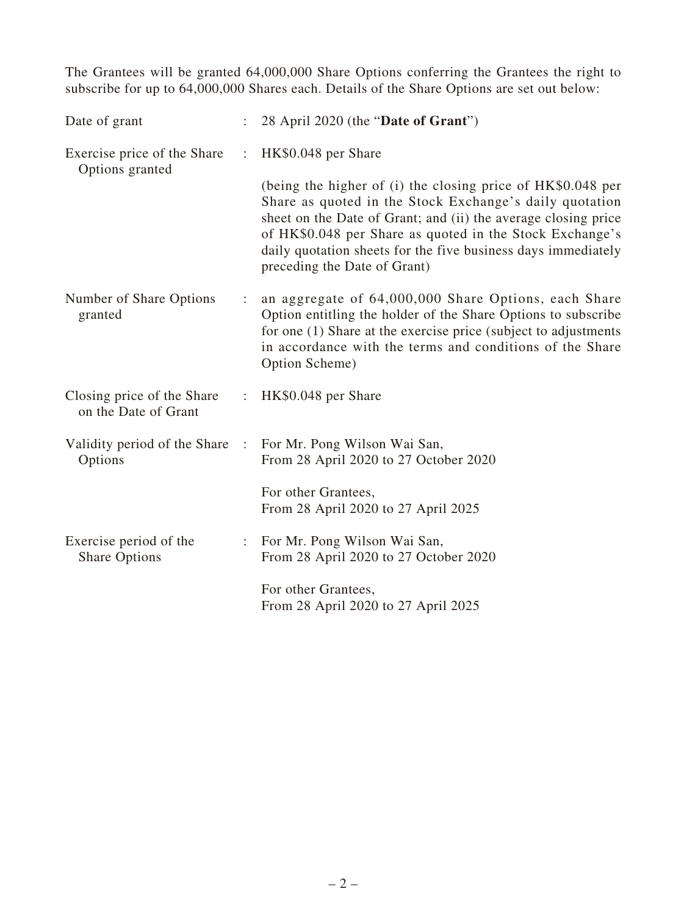The Grantees will be granted 64,000,000 Share Options conferring the Grantees the right to subscribe for up to 64,000,000 Shares each. Details of the Share Options are set out below:

| | | |
|---|---|---|
| Date of grant | : | 28 April 2020 (the "**Date of Grant**") |
| Exercise price of the Share Options granted | : | HK$0.048 per Share<br><br>(being the higher of (i) the closing price of HK$0.048 per Share as quoted in the Stock Exchange's daily quotation sheet on the Date of Grant; and (ii) the average closing price of HK$0.048 per Share as quoted in the Stock Exchange's daily quotation sheets for the five business days immediately preceding the Date of Grant) |
| Number of Share Options granted | : | an aggregate of 64,000,000 Share Options, each Share Option entitling the holder of the Share Options to subscribe for one (1) Share at the exercise price (subject to adjustments in accordance with the terms and conditions of the Share Option Scheme) |
| Closing price of the Share on the Date of Grant | : | HK$0.048 per Share |
| Validity period of the Share Options | : | For Mr. Pong Wilson Wai San,<br>From 28 April 2020 to 27 October 2020<br><br>For other Grantees,<br>From 28 April 2020 to 27 April 2025 |
| Exercise period of the Share Options | : | For Mr. Pong Wilson Wai San,<br>From 28 April 2020 to 27 October 2020<br><br>For other Grantees,<br>From 28 April 2020 to 27 April 2025 |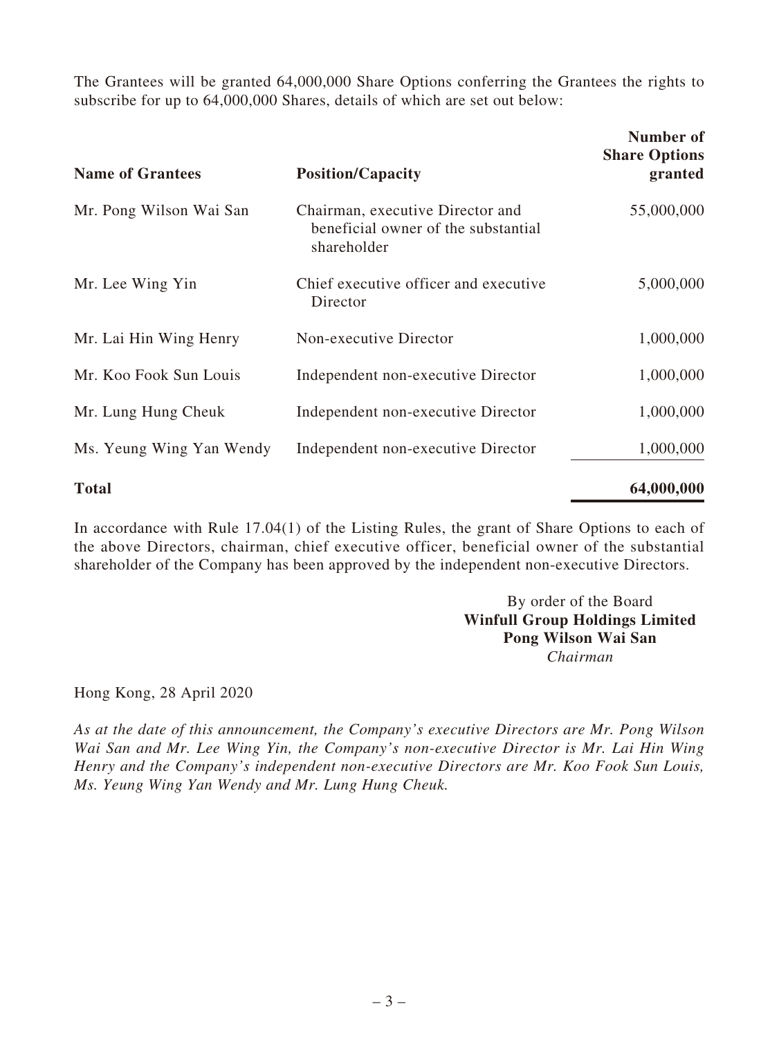The Grantees will be granted 64,000,000 Share Options conferring the Grantees the rights to subscribe for up to 64,000,000 Shares, details of which are set out below:

| Name of Grantees | Position/Capacity | Number of Share Options granted |
|---|---|---|
| Mr. Pong Wilson Wai San | Chairman, executive Director and beneficial owner of the substantial shareholder | 55,000,000 |
| Mr. Lee Wing Yin | Chief executive officer and executive Director | 5,000,000 |
| Mr. Lai Hin Wing Henry | Non-executive Director | 1,000,000 |
| Mr. Koo Fook Sun Louis | Independent non-executive Director | 1,000,000 |
| Mr. Lung Hung Cheuk | Independent non-executive Director | 1,000,000 |
| Ms. Yeung Wing Yan Wendy | Independent non-executive Director | 1,000,000 |
| **Total** | | **64,000,000** |

In accordance with Rule 17.04(1) of the Listing Rules, the grant of Share Options to each of the above Directors, chairman, chief executive officer, beneficial owner of the substantial shareholder of the Company has been approved by the independent non-executive Directors.

By order of the Board
**Winfull Group Holdings Limited**
**Pong Wilson Wai San**
*Chairman*

Hong Kong, 28 April 2020

*As at the date of this announcement, the Company's executive Directors are Mr. Pong Wilson Wai San and Mr. Lee Wing Yin, the Company's non-executive Director is Mr. Lai Hin Wing Henry and the Company's independent non-executive Directors are Mr. Koo Fook Sun Louis, Ms. Yeung Wing Yan Wendy and Mr. Lung Hung Cheuk.*